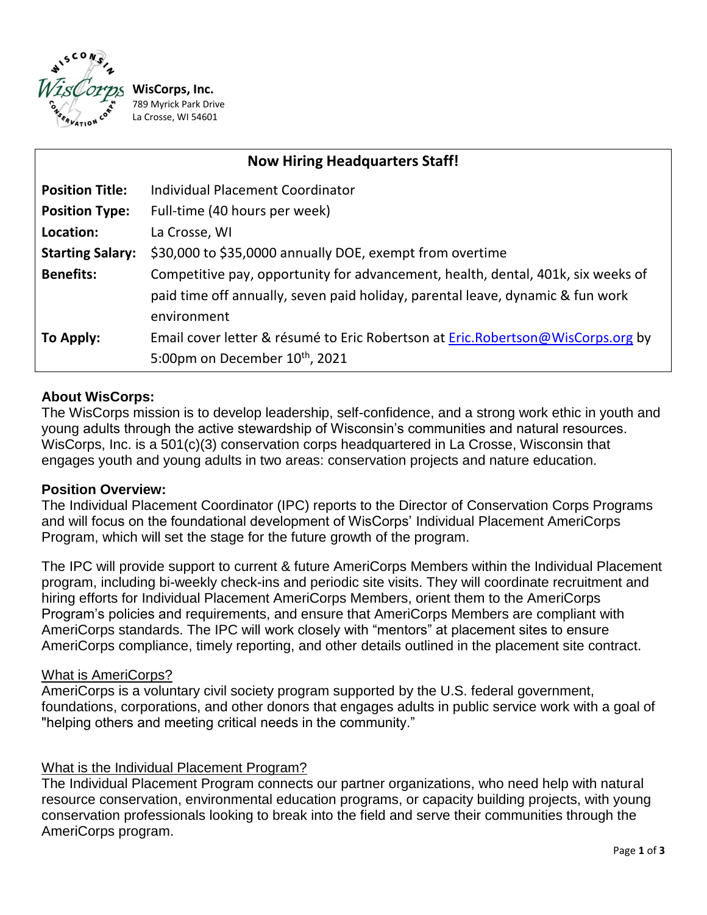**WisCorps, Inc.**
789 Myrick Park Drive
La Crosse, WI 54601

| **Now Hiring Headquarters Staff!** | |
|---|---|
| **Position Title:** | Individual Placement Coordinator |
| **Position Type:** | Full-time (40 hours per week) |
| **Location:** | La Crosse, WI |
| **Starting Salary:** | $30,000 to $35,0000 annually DOE, exempt from overtime |
| **Benefits:** | Competitive pay, opportunity for advancement, health, dental, 401k, six weeks of paid time off annually, seven paid holiday, parental leave, dynamic & fun work environment |
| **To Apply:** | Email cover letter & résumé to Eric Robertson at Eric.Robertson@WisCorps.org by 5:00pm on December 10th, 2021 |

### About WisCorps:

The WisCorps mission is to develop leadership, self-confidence, and a strong work ethic in youth and young adults through the active stewardship of Wisconsin's communities and natural resources. WisCorps, Inc. is a 501(c)(3) conservation corps headquartered in La Crosse, Wisconsin that engages youth and young adults in two areas: conservation projects and nature education.

### Position Overview:

The Individual Placement Coordinator (IPC) reports to the Director of Conservation Corps Programs and will focus on the foundational development of WisCorps' Individual Placement AmeriCorps Program, which will set the stage for the future growth of the program.

The IPC will provide support to current & future AmeriCorps Members within the Individual Placement program, including bi-weekly check-ins and periodic site visits. They will coordinate recruitment and hiring efforts for Individual Placement AmeriCorps Members, orient them to the AmeriCorps Program's policies and requirements, and ensure that AmeriCorps Members are compliant with AmeriCorps standards. The IPC will work closely with "mentors" at placement sites to ensure AmeriCorps compliance, timely reporting, and other details outlined in the placement site contract.

#### What is AmeriCorps?

AmeriCorps is a voluntary civil society program supported by the U.S. federal government, foundations, corporations, and other donors that engages adults in public service work with a goal of "helping others and meeting critical needs in the community."

#### What is the Individual Placement Program?

The Individual Placement Program connects our partner organizations, who need help with natural resource conservation, environmental education programs, or capacity building projects, with young conservation professionals looking to break into the field and serve their communities through the AmeriCorps program.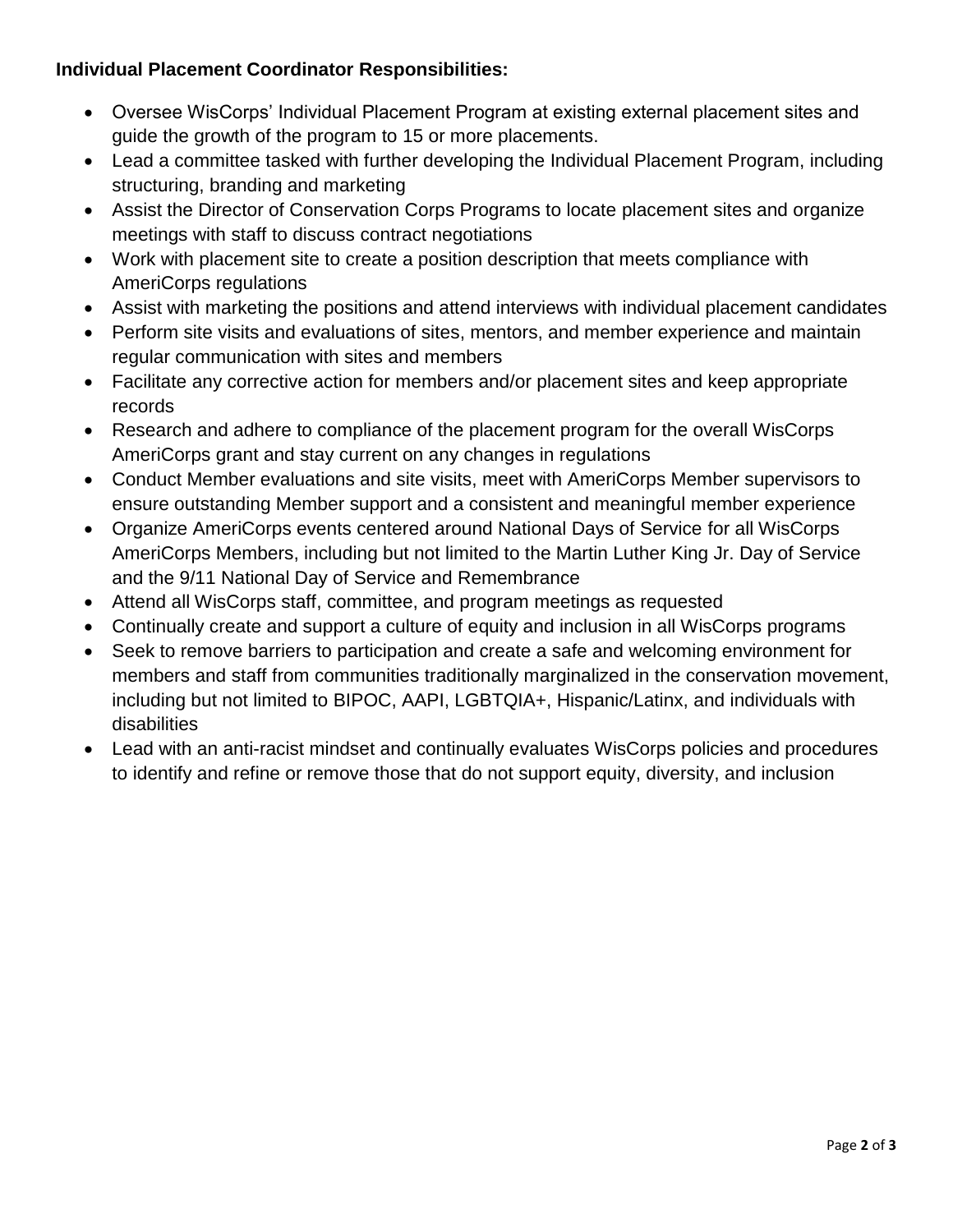**Individual Placement Coordinator Responsibilities:**

- Oversee WisCorps' Individual Placement Program at existing external placement sites and guide the growth of the program to 15 or more placements.
- Lead a committee tasked with further developing the Individual Placement Program, including structuring, branding and marketing
- Assist the Director of Conservation Corps Programs to locate placement sites and organize meetings with staff to discuss contract negotiations
- Work with placement site to create a position description that meets compliance with AmeriCorps regulations
- Assist with marketing the positions and attend interviews with individual placement candidates
- Perform site visits and evaluations of sites, mentors, and member experience and maintain regular communication with sites and members
- Facilitate any corrective action for members and/or placement sites and keep appropriate records
- Research and adhere to compliance of the placement program for the overall WisCorps AmeriCorps grant and stay current on any changes in regulations
- Conduct Member evaluations and site visits, meet with AmeriCorps Member supervisors to ensure outstanding Member support and a consistent and meaningful member experience
- Organize AmeriCorps events centered around National Days of Service for all WisCorps AmeriCorps Members, including but not limited to the Martin Luther King Jr. Day of Service and the 9/11 National Day of Service and Remembrance
- Attend all WisCorps staff, committee, and program meetings as requested
- Continually create and support a culture of equity and inclusion in all WisCorps programs
- Seek to remove barriers to participation and create a safe and welcoming environment for members and staff from communities traditionally marginalized in the conservation movement, including but not limited to BIPOC, AAPI, LGBTQIA+, Hispanic/Latinx, and individuals with disabilities
- Lead with an anti-racist mindset and continually evaluates WisCorps policies and procedures to identify and refine or remove those that do not support equity, diversity, and inclusion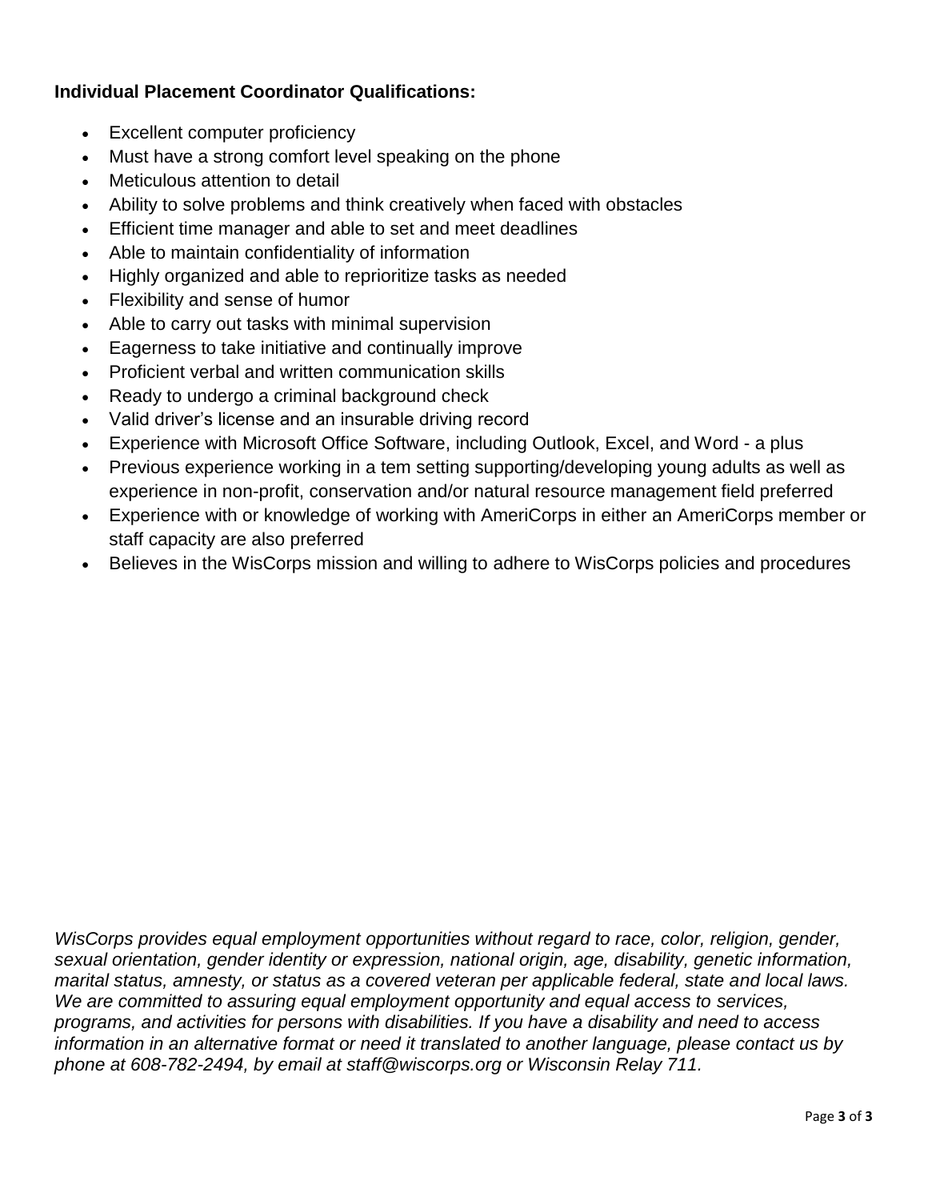**Individual Placement Coordinator Qualifications:**

- Excellent computer proficiency
- Must have a strong comfort level speaking on the phone
- Meticulous attention to detail
- Ability to solve problems and think creatively when faced with obstacles
- Efficient time manager and able to set and meet deadlines
- Able to maintain confidentiality of information
- Highly organized and able to reprioritize tasks as needed
- Flexibility and sense of humor
- Able to carry out tasks with minimal supervision
- Eagerness to take initiative and continually improve
- Proficient verbal and written communication skills
- Ready to undergo a criminal background check
- Valid driver's license and an insurable driving record
- Experience with Microsoft Office Software, including Outlook, Excel, and Word - a plus
- Previous experience working in a tem setting supporting/developing young adults as well as experience in non-profit, conservation and/or natural resource management field preferred
- Experience with or knowledge of working with AmeriCorps in either an AmeriCorps member or staff capacity are also preferred
- Believes in the WisCorps mission and willing to adhere to WisCorps policies and procedures

*WisCorps provides equal employment opportunities without regard to race, color, religion, gender, sexual orientation, gender identity or expression, national origin, age, disability, genetic information, marital status, amnesty, or status as a covered veteran per applicable federal, state and local laws. We are committed to assuring equal employment opportunity and equal access to services, programs, and activities for persons with disabilities. If you have a disability and need to access information in an alternative format or need it translated to another language, please contact us by phone at 608-782-2494, by email at staff@wiscorps.org or Wisconsin Relay 711.*